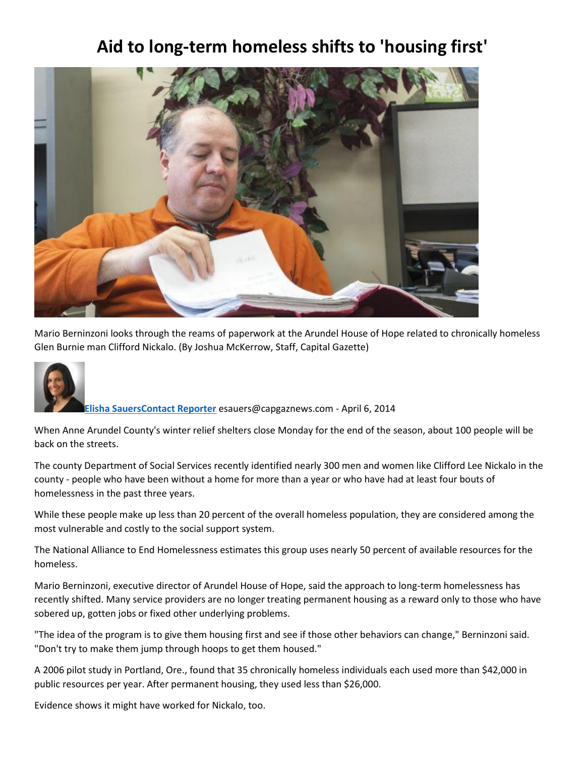# Aid to long-term homeless shifts to 'housing first'

Mario Berninzoni looks through the reams of paperwork at the Arundel House of Hope related to chronically homeless Glen Burnie man Clifford Nickalo. (By Joshua McKerrow, Staff, Capital Gazette)

**Elisha SauersContact Reporter** esauers@capgaznews.com - April 6, 2014

When Anne Arundel County's winter relief shelters close Monday for the end of the season, about 100 people will be back on the streets.

The county Department of Social Services recently identified nearly 300 men and women like Clifford Lee Nickalo in the county - people who have been without a home for more than a year or who have had at least four bouts of homelessness in the past three years.

While these people make up less than 20 percent of the overall homeless population, they are considered among the most vulnerable and costly to the social support system.

The National Alliance to End Homelessness estimates this group uses nearly 50 percent of available resources for the homeless.

Mario Berninzoni, executive director of Arundel House of Hope, said the approach to long-term homelessness has recently shifted. Many service providers are no longer treating permanent housing as a reward only to those who have sobered up, gotten jobs or fixed other underlying problems.

"The idea of the program is to give them housing first and see if those other behaviors can change," Berninzoni said. "Don't try to make them jump through hoops to get them housed."

A 2006 pilot study in Portland, Ore., found that 35 chronically homeless individuals each used more than $42,000 in public resources per year. After permanent housing, they used less than $26,000.

Evidence shows it might have worked for Nickalo, too.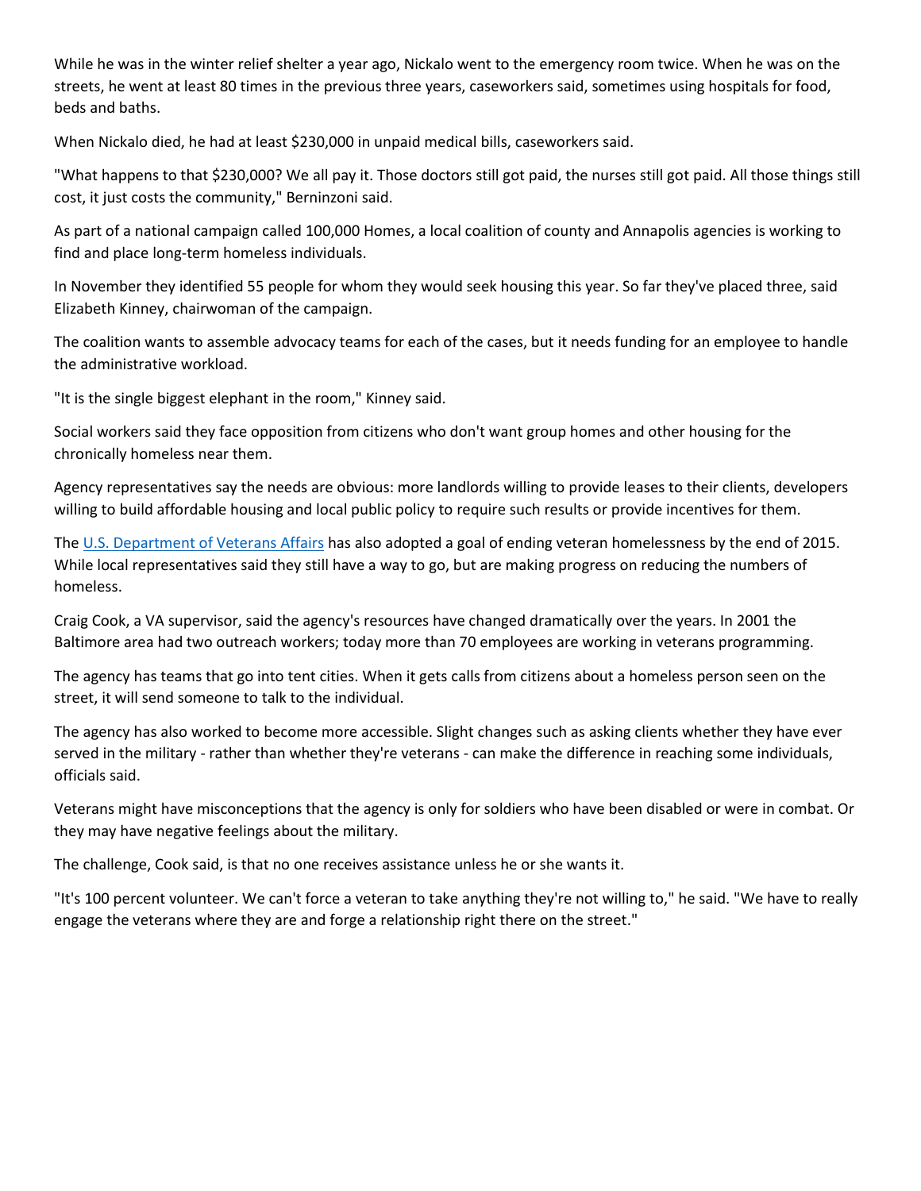While he was in the winter relief shelter a year ago, Nickalo went to the emergency room twice. When he was on the streets, he went at least 80 times in the previous three years, caseworkers said, sometimes using hospitals for food, beds and baths.

When Nickalo died, he had at least $230,000 in unpaid medical bills, caseworkers said.

"What happens to that $230,000? We all pay it. Those doctors still got paid, the nurses still got paid. All those things still cost, it just costs the community," Berninzoni said.

As part of a national campaign called 100,000 Homes, a local coalition of county and Annapolis agencies is working to find and place long-term homeless individuals.

In November they identified 55 people for whom they would seek housing this year. So far they've placed three, said Elizabeth Kinney, chairwoman of the campaign.

The coalition wants to assemble advocacy teams for each of the cases, but it needs funding for an employee to handle the administrative workload.

"It is the single biggest elephant in the room," Kinney said.

Social workers said they face opposition from citizens who don't want group homes and other housing for the chronically homeless near them.

Agency representatives say the needs are obvious: more landlords willing to provide leases to their clients, developers willing to build affordable housing and local public policy to require such results or provide incentives for them.

The U.S. Department of Veterans Affairs has also adopted a goal of ending veteran homelessness by the end of 2015. While local representatives said they still have a way to go, but are making progress on reducing the numbers of homeless.

Craig Cook, a VA supervisor, said the agency's resources have changed dramatically over the years. In 2001 the Baltimore area had two outreach workers; today more than 70 employees are working in veterans programming.

The agency has teams that go into tent cities. When it gets calls from citizens about a homeless person seen on the street, it will send someone to talk to the individual.

The agency has also worked to become more accessible. Slight changes such as asking clients whether they have ever served in the military - rather than whether they're veterans - can make the difference in reaching some individuals, officials said.

Veterans might have misconceptions that the agency is only for soldiers who have been disabled or were in combat. Or they may have negative feelings about the military.

The challenge, Cook said, is that no one receives assistance unless he or she wants it.

"It's 100 percent volunteer. We can't force a veteran to take anything they're not willing to," he said. "We have to really engage the veterans where they are and forge a relationship right there on the street."